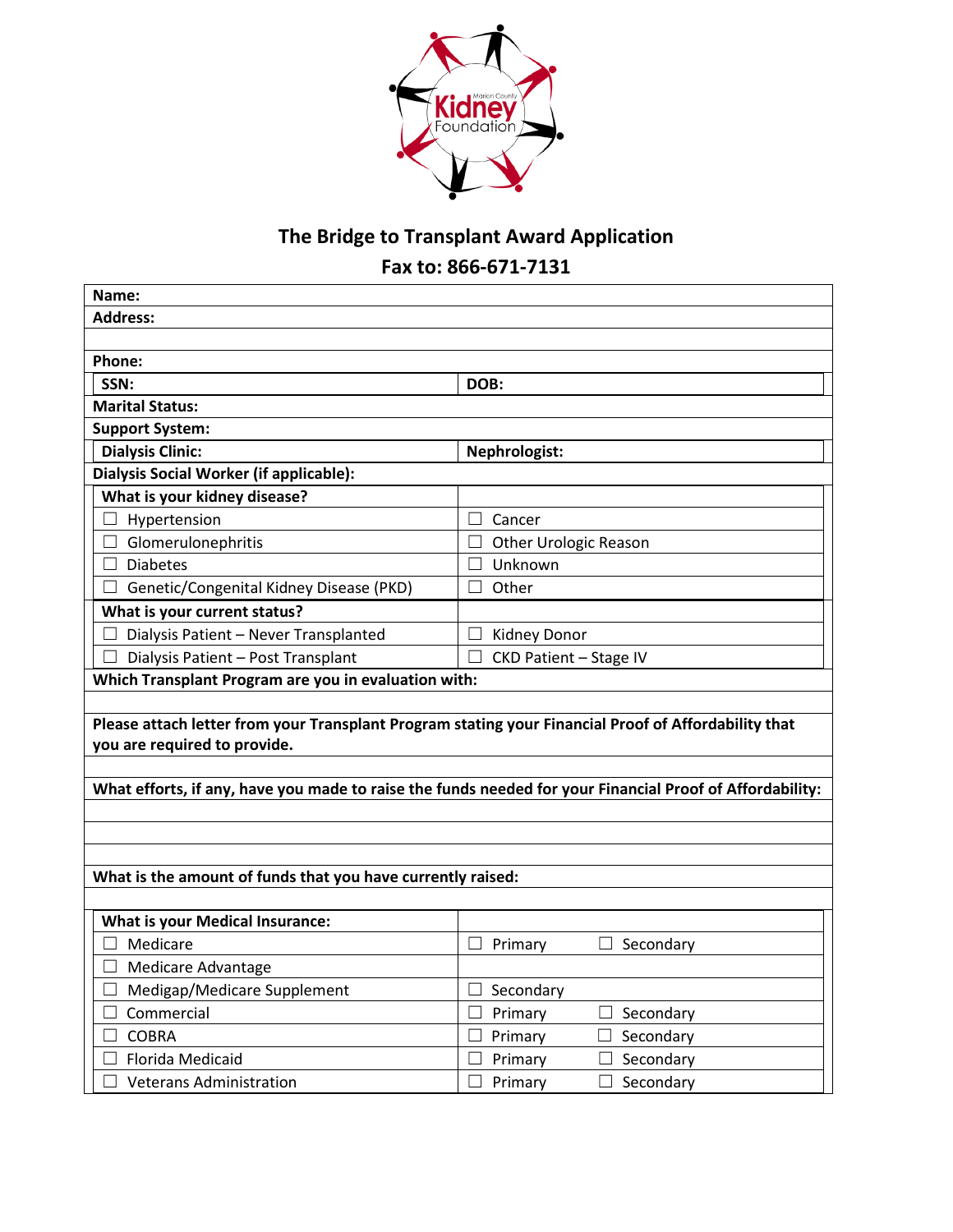# The Bridge to Transplant Award Application

## Fax to: 866-671-7131

| | |
|---|---|
| **Name:** | |
| **Address:** | |
| | |
| **Phone:** | |
| **SSN:** | **DOB:** |
| **Marital Status:** | |
| **Support System:** | |
| **Dialysis Clinic:** | **Nephrologist:** |
| **Dialysis Social Worker (if applicable):** | |
| **What is your kidney disease?** | |
| ☐ Hypertension | ☐ Cancer |
| ☐ Glomerulonephritis | ☐ Other Urologic Reason |
| ☐ Diabetes | ☐ Unknown |
| ☐ Genetic/Congenital Kidney Disease (PKD) | ☐ Other |
| **What is your current status?** | |
| ☐ Dialysis Patient – Never Transplanted | ☐ Kidney Donor |
| ☐ Dialysis Patient – Post Transplant | ☐ CKD Patient – Stage IV |
| **Which Transplant Program are you in evaluation with:** | |
| | |
| **Please attach letter from your Transplant Program stating your Financial Proof of Affordability that you are required to provide.** | |
| | |
| **What efforts, if any, have you made to raise the funds needed for your Financial Proof of Affordability:** | |
| | |
| | |
| | |
| **What is the amount of funds that you have currently raised:** | |
| | |
| **What is your Medical Insurance:** | |
| ☐ Medicare | ☐ Primary ☐ Secondary |
| ☐ Medicare Advantage | |
| ☐ Medigap/Medicare Supplement | ☐ Secondary |
| ☐ Commercial | ☐ Primary ☐ Secondary |
| ☐ COBRA | ☐ Primary ☐ Secondary |
| ☐ Florida Medicaid | ☐ Primary ☐ Secondary |
| ☐ Veterans Administration | ☐ Primary ☐ Secondary |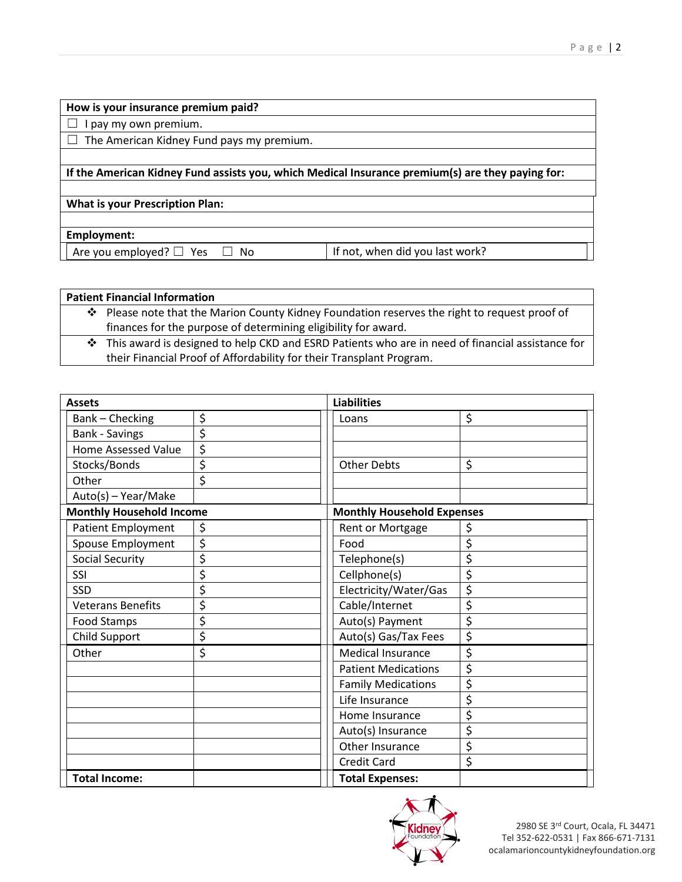| How is your insurance premium paid? |
|---|
| ☐ I pay my own premium. |
| ☐ The American Kidney Fund pays my premium. |
| |
| **If the American Kidney Fund assists you, which Medical Insurance premium(s) are they paying for:** |
| |
| **What is your Prescription Plan:** |
| |

| Employment: | |
|---|---|
| Are you employed? ☐ Yes ☐ No | If not, when did you last work? |

| Patient Financial Information |
|---|
| ❖ Please note that the Marion County Kidney Foundation reserves the right to request proof of finances for the purpose of determining eligibility for award. |
| ❖ This award is designed to help CKD and ESRD Patients who are in need of financial assistance for their Financial Proof of Affordability for their Transplant Program. |

| Assets | | Liabilities | |
|---|---|---|---|
| Bank – Checking | $ | Loans | $ |
| Bank - Savings | $ | | |
| Home Assessed Value | $ | | |
| Stocks/Bonds | $ | Other Debts | $ |
| Other | $ | | |
| Auto(s) – Year/Make | | | |
| **Monthly Household Income** | | **Monthly Household Expenses** | |
| Patient Employment | $ | Rent or Mortgage | $ |
| Spouse Employment | $ | Food | $ |
| Social Security | $ | Telephone(s) | $ |
| SSI | $ | Cellphone(s) | $ |
| SSD | $ | Electricity/Water/Gas | $ |
| Veterans Benefits | $ | Cable/Internet | $ |
| Food Stamps | $ | Auto(s) Payment | $ |
| Child Support | $ | Auto(s) Gas/Tax Fees | $ |
| Other | $ | Medical Insurance | $ |
| | | Patient Medications | $ |
| | | Family Medications | $ |
| | | Life Insurance | $ |
| | | Home Insurance | $ |
| | | Auto(s) Insurance | $ |
| | | Other Insurance | $ |
| | | Credit Card | $ |
| **Total Income:** | | **Total Expenses:** | |

2980 SE 3rd Court, Ocala, FL 34471
Tel 352-622-0531 | Fax 866-671-7131
ocalamarioncountykidneyfoundation.org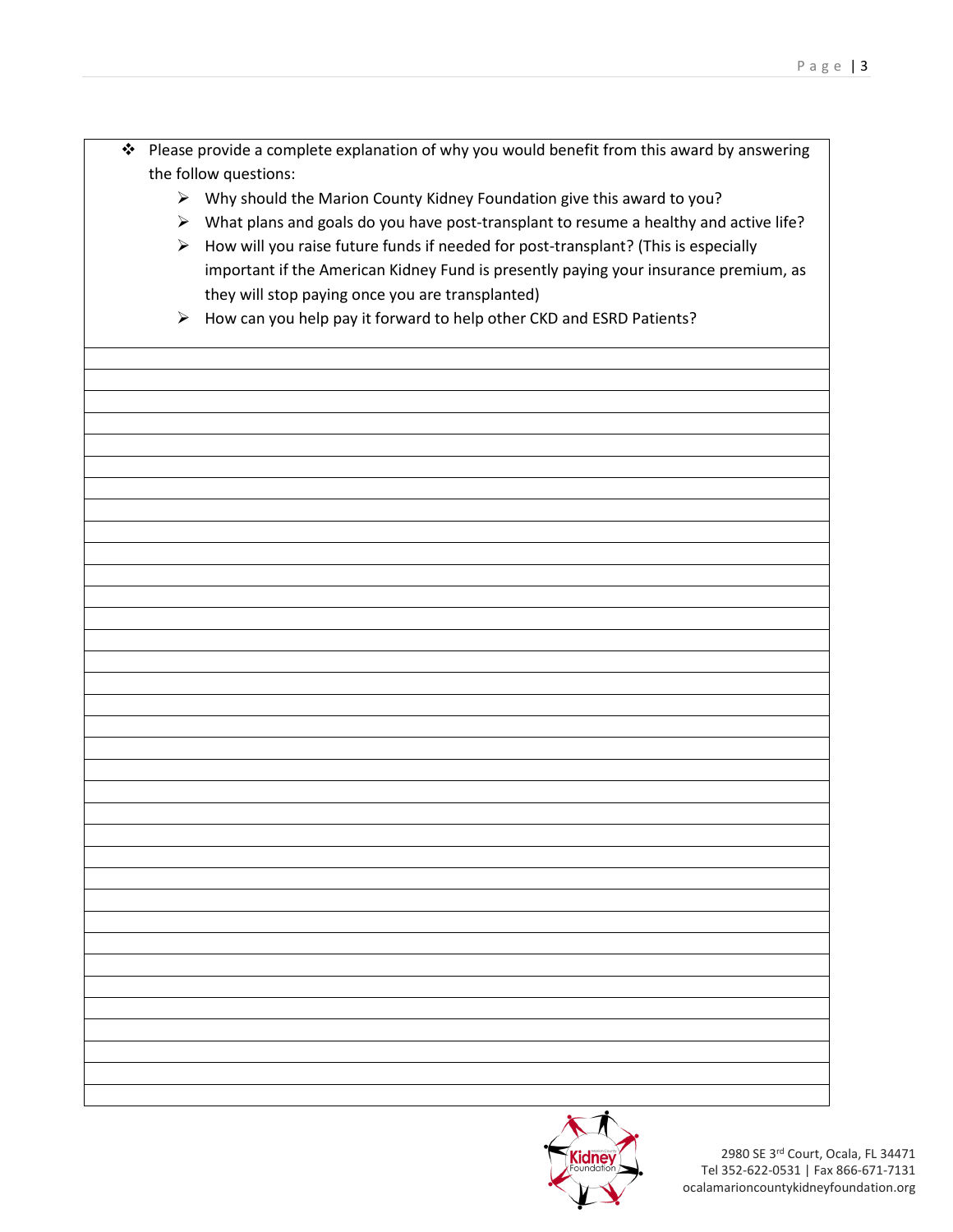- Please provide a complete explanation of why you would benefit from this award by answering the follow questions:
  - Why should the Marion County Kidney Foundation give this award to you?
  - What plans and goals do you have post-transplant to resume a healthy and active life?
  - How will you raise future funds if needed for post-transplant? (This is especially important if the American Kidney Fund is presently paying your insurance premium, as they will stop paying once you are transplanted)
  - How can you help pay it forward to help other CKD and ESRD Patients?

2980 SE 3rd Court, Ocala, FL 34471
Tel 352-622-0531 | Fax 866-671-7131
ocalamarioncountykidneyfoundation.org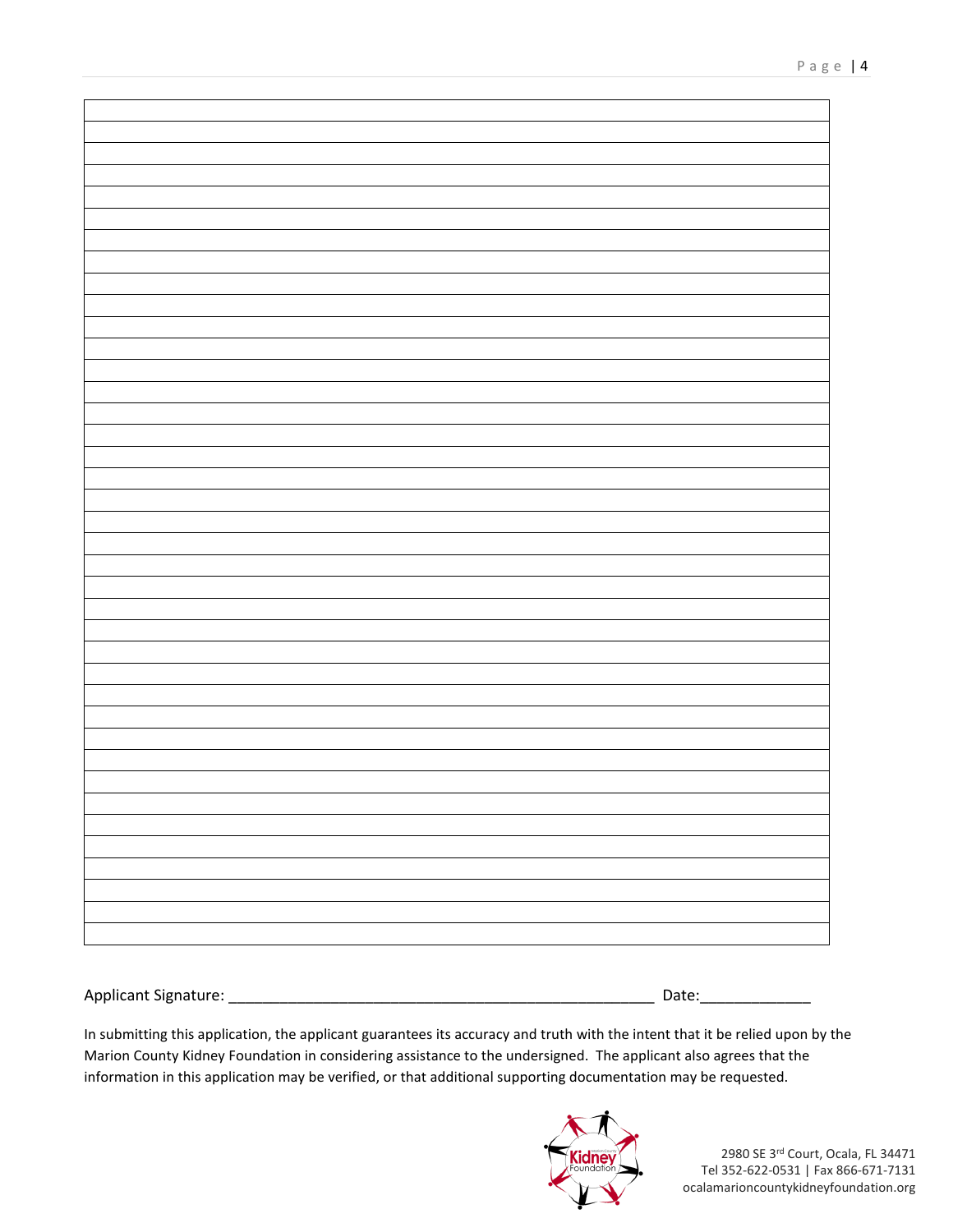| |
|---|
| |
| |
| |
| |
| |
| |
| |
| |
| |
| |
| |
| |
| |
| |
| |
| |
| |
| |
| |
| |
| |
| |
| |
| |
| |
| |
| |
| |
| |
| |
| |
| |
| |
| |
| |
| |
| |
| |

Applicant Signature: ____________________________________________________ Date:_____________

In submitting this application, the applicant guarantees its accuracy and truth with the intent that it be relied upon by the Marion County Kidney Foundation in considering assistance to the undersigned. The applicant also agrees that the information in this application may be verified, or that additional supporting documentation may be requested.